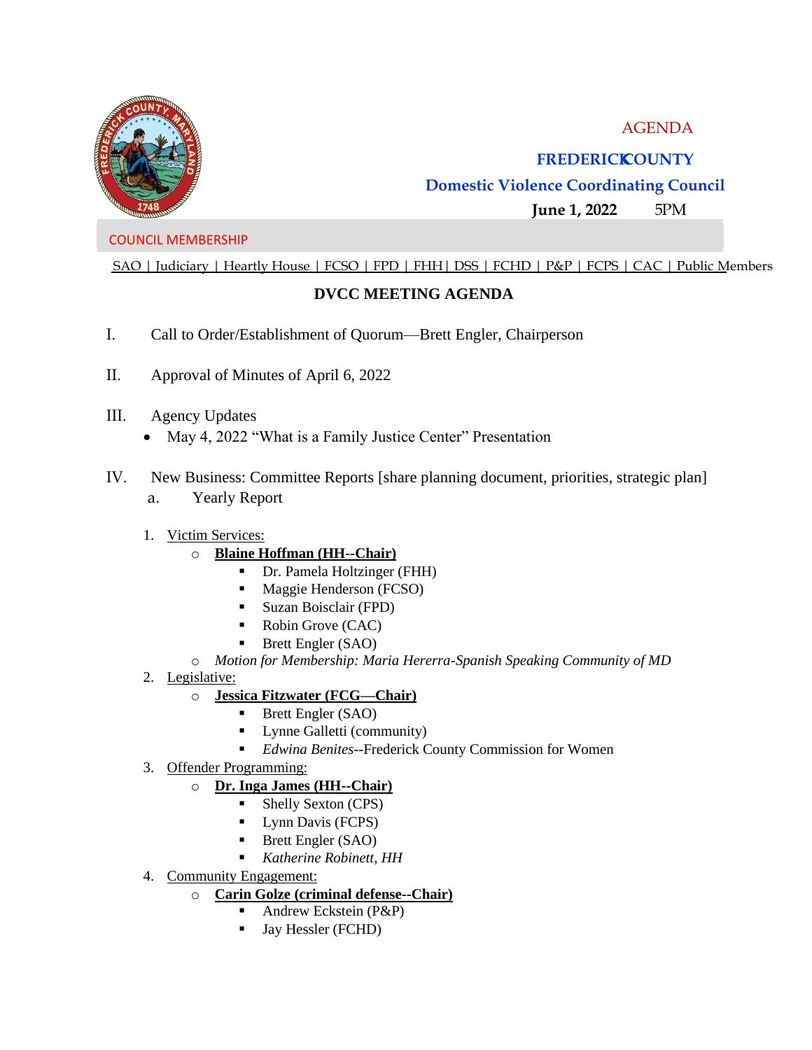AGENDA

**FREDERICK COUNTY**

**Domestic Violence Coordinating Council**

**June 1, 2022** 5PM

COUNCIL MEMBERSHIP

SAO | Judiciary | Heartly House | FCSO | FPD | FHH | DSS | FCHD | P&P | FCPS | CAC | Public Members

## DVCC MEETING AGENDA

I. Call to Order/Establishment of Quorum—Brett Engler, Chairperson

II. Approval of Minutes of April 6, 2022

III. Agency Updates

- May 4, 2022 "What is a Family Justice Center" Presentation

IV. New Business: Committee Reports [share planning document, priorities, strategic plan]

a. Yearly Report

1. Victim Services:
   - **Blaine Hoffman (HH--Chair)**
     - Dr. Pamela Holtzinger (FHH)
     - Maggie Henderson (FCSO)
     - Suzan Boisclair (FPD)
     - Robin Grove (CAC)
     - Brett Engler (SAO)
   - *Motion for Membership: Maria Hererra-Spanish Speaking Community of MD*
2. Legislative:
   - **Jessica Fitzwater (FCG—Chair)**
     - Brett Engler (SAO)
     - Lynne Galletti (community)
     - *Edwina Benites*--Frederick County Commission for Women
3. Offender Programming:
   - **Dr. Inga James (HH--Chair)**
     - Shelly Sexton (CPS)
     - Lynn Davis (FCPS)
     - Brett Engler (SAO)
     - *Katherine Robinett, HH*
4. Community Engagement:
   - **Carin Golze (criminal defense--Chair)**
     - Andrew Eckstein (P&P)
     - Jay Hessler (FCHD)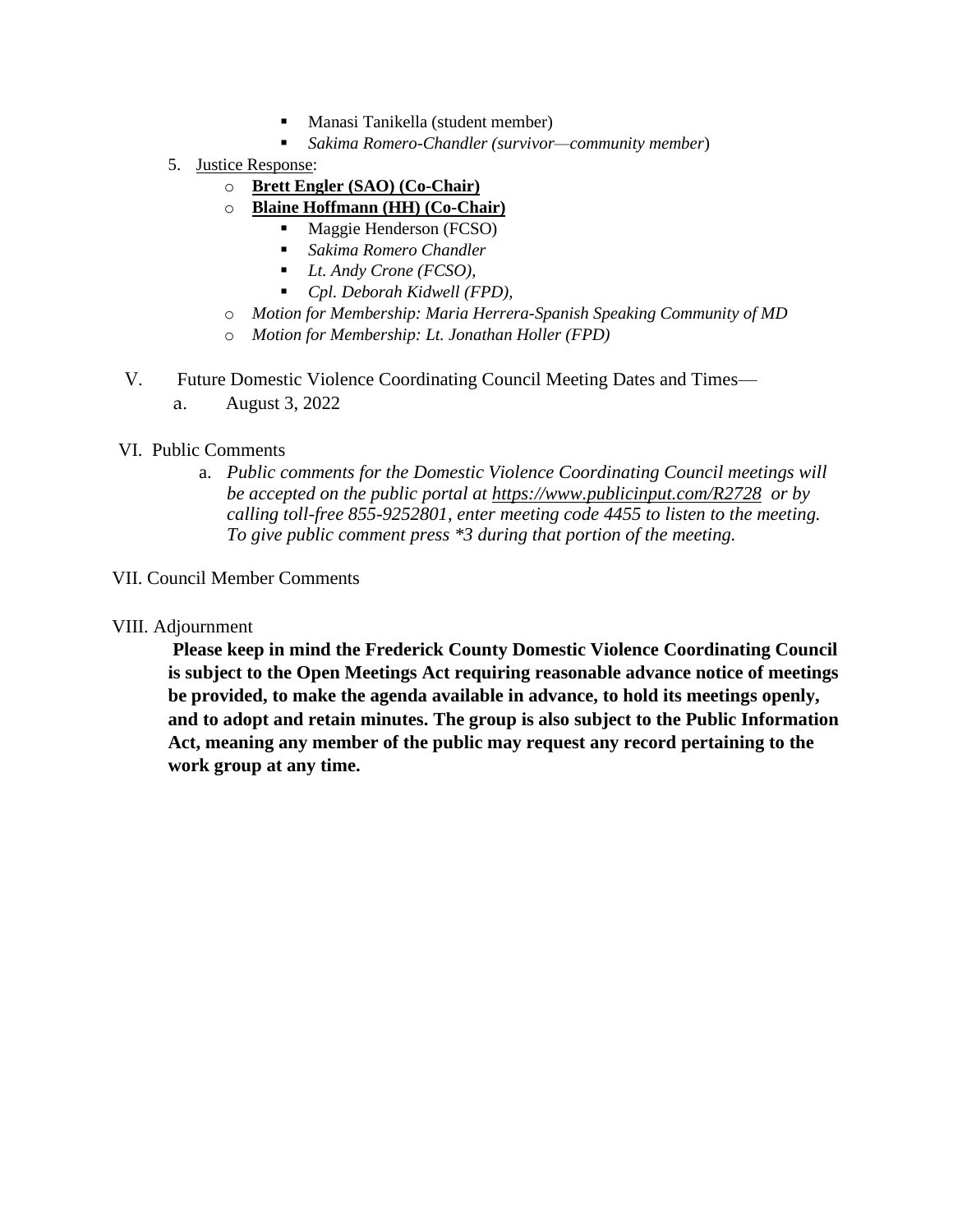- Manasi Tanikella (student member)
- *Sakima Romero-Chandler (survivor—community member*)

5. Justice Response:
    - **Brett Engler (SAO) (Co-Chair)**
    - **Blaine Hoffmann (HH) (Co-Chair)**
        - Maggie Henderson (FCSO)
        - *Sakima Romero Chandler*
        - *Lt. Andy Crone (FCSO),*
        - *Cpl. Deborah Kidwell (FPD),*
    - *Motion for Membership: Maria Herrera-Spanish Speaking Community of MD*
    - *Motion for Membership: Lt. Jonathan Holler (FPD)*

V. Future Domestic Violence Coordinating Council Meeting Dates and Times—

a. August 3, 2022

VI. Public Comments

a. *Public comments for the Domestic Violence Coordinating Council meetings will be accepted on the public portal at https://www.publicinput.com/R2728 or by calling toll-free 855-9252801, enter meeting code 4455 to listen to the meeting. To give public comment press *3 during that portion of the meeting.*

VII. Council Member Comments

VIII. Adjournment

**Please keep in mind the Frederick County Domestic Violence Coordinating Council is subject to the Open Meetings Act requiring reasonable advance notice of meetings be provided, to make the agenda available in advance, to hold its meetings openly, and to adopt and retain minutes. The group is also subject to the Public Information Act, meaning any member of the public may request any record pertaining to the work group at any time.**